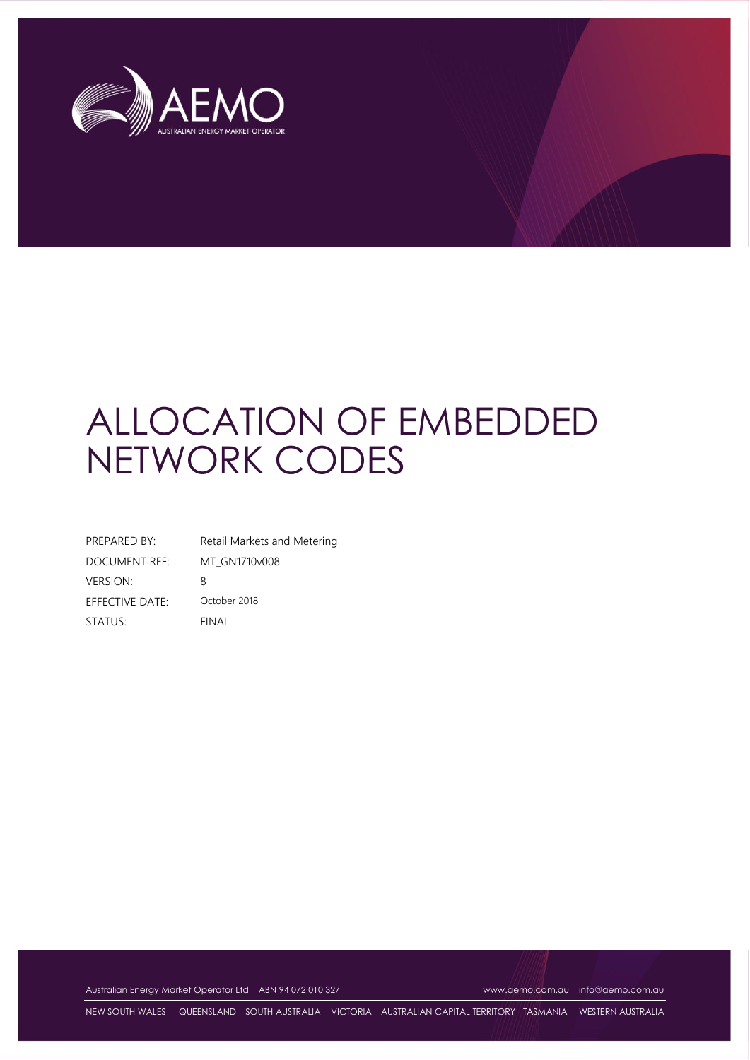# ALLOCATION OF EMBEDDED NETWORK CODES

| | |
|---|---|
| PREPARED BY: | Retail Markets and Metering |
| DOCUMENT REF: | MT_GN1710v008 |
| VERSION: | 8 |
| EFFECTIVE DATE: | October 2018 |
| STATUS: | FINAL |

Australian Energy Market Operator Ltd ABN 94 072 010 327 www.aemo.com.au info@aemo.com.au

NEW SOUTH WALES QUEENSLAND SOUTH AUSTRALIA VICTORIA AUSTRALIAN CAPITAL TERRITORY TASMANIA WESTERN AUSTRALIA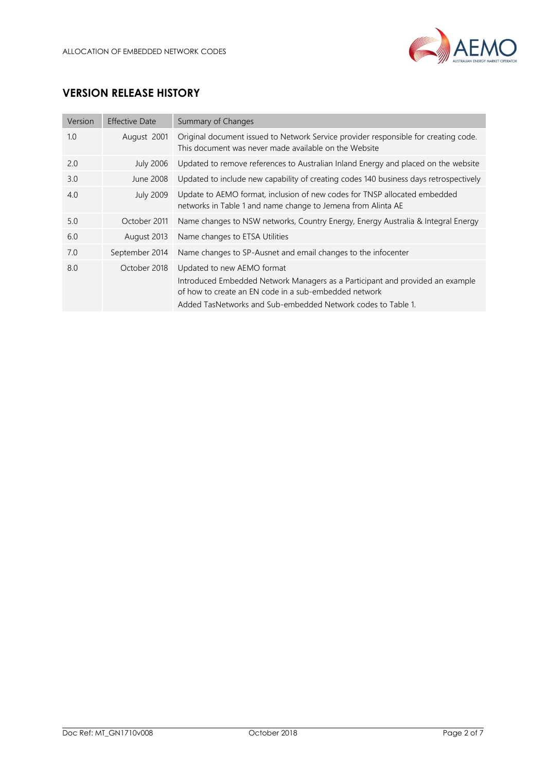## VERSION RELEASE HISTORY

| Version | Effective Date | Summary of Changes |
|---|---|---|
| 1.0 | August 2001 | Original document issued to Network Service provider responsible for creating code. This document was never made available on the Website |
| 2.0 | July 2006 | Updated to remove references to Australian Inland Energy and placed on the website |
| 3.0 | June 2008 | Updated to include new capability of creating codes 140 business days retrospectively |
| 4.0 | July 2009 | Update to AEMO format, inclusion of new codes for TNSP allocated embedded networks in Table 1 and name change to Jemena from Alinta AE |
| 5.0 | October 2011 | Name changes to NSW networks, Country Energy, Energy Australia & Integral Energy |
| 6.0 | August 2013 | Name changes to ETSA Utilities |
| 7.0 | September 2014 | Name changes to SP-Ausnet and email changes to the infocenter |
| 8.0 | October 2018 | Updated to new AEMO format<br>Introduced Embedded Network Managers as a Participant and provided an example of how to create an EN code in a sub-embedded network<br>Added TasNetworks and Sub-embedded Network codes to Table 1. |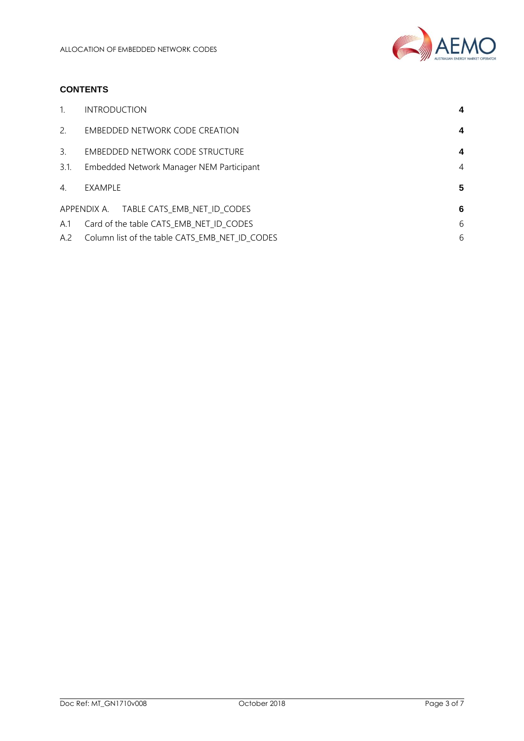## CONTENTS

| | | |
|---|---|---|
| 1. | INTRODUCTION | **4** |
| 2. | EMBEDDED NETWORK CODE CREATION | **4** |
| 3. | EMBEDDED NETWORK CODE STRUCTURE | **4** |
| 3.1. | Embedded Network Manager NEM Participant | 4 |
| 4. | EXAMPLE | **5** |
| APPENDIX A. | TABLE CATS_EMB_NET_ID_CODES | **6** |
| A.1 | Card of the table CATS_EMB_NET_ID_CODES | 6 |
| A.2 | Column list of the table CATS_EMB_NET_ID_CODES | 6 |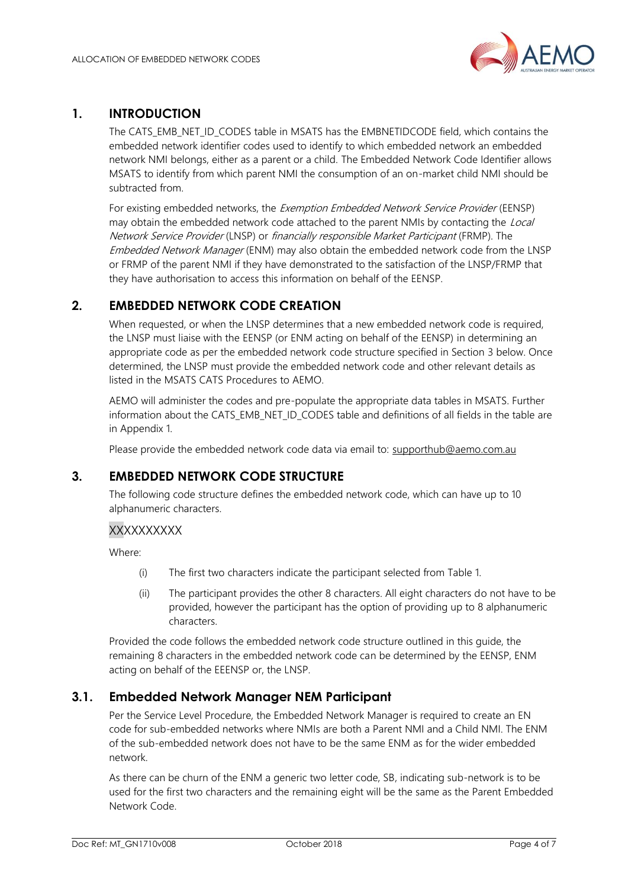## 1. INTRODUCTION

The CATS_EMB_NET_ID_CODES table in MSATS has the EMBNETIDCODE field, which contains the embedded network identifier codes used to identify to which embedded network an embedded network NMI belongs, either as a parent or a child. The Embedded Network Code Identifier allows MSATS to identify from which parent NMI the consumption of an on-market child NMI should be subtracted from.

For existing embedded networks, the *Exemption Embedded Network Service Provider* (EENSP) may obtain the embedded network code attached to the parent NMIs by contacting the *Local Network Service Provider* (LNSP) or *financially responsible Market Participant* (FRMP). The *Embedded Network Manager* (ENM) may also obtain the embedded network code from the LNSP or FRMP of the parent NMI if they have demonstrated to the satisfaction of the LNSP/FRMP that they have authorisation to access this information on behalf of the EENSP.

## 2. EMBEDDED NETWORK CODE CREATION

When requested, or when the LNSP determines that a new embedded network code is required, the LNSP must liaise with the EENSP (or ENM acting on behalf of the EENSP) in determining an appropriate code as per the embedded network code structure specified in Section 3 below. Once determined, the LNSP must provide the embedded network code and other relevant details as listed in the MSATS CATS Procedures to AEMO.

AEMO will administer the codes and pre-populate the appropriate data tables in MSATS. Further information about the CATS_EMB_NET_ID_CODES table and definitions of all fields in the table are in Appendix 1.

Please provide the embedded network code data via email to: supporthub@aemo.com.au

## 3. EMBEDDED NETWORK CODE STRUCTURE

The following code structure defines the embedded network code, which can have up to 10 alphanumeric characters.

XXXXXXXXXX

Where:

(i) The first two characters indicate the participant selected from Table 1.

(ii) The participant provides the other 8 characters. All eight characters do not have to be provided, however the participant has the option of providing up to 8 alphanumeric characters.

Provided the code follows the embedded network code structure outlined in this guide, the remaining 8 characters in the embedded network code can be determined by the EENSP, ENM acting on behalf of the EEENSP or, the LNSP.

### 3.1. Embedded Network Manager NEM Participant

Per the Service Level Procedure, the Embedded Network Manager is required to create an EN code for sub-embedded networks where NMIs are both a Parent NMI and a Child NMI. The ENM of the sub-embedded network does not have to be the same ENM as for the wider embedded network.

As there can be churn of the ENM a generic two letter code, SB, indicating sub-network is to be used for the first two characters and the remaining eight will be the same as the Parent Embedded Network Code.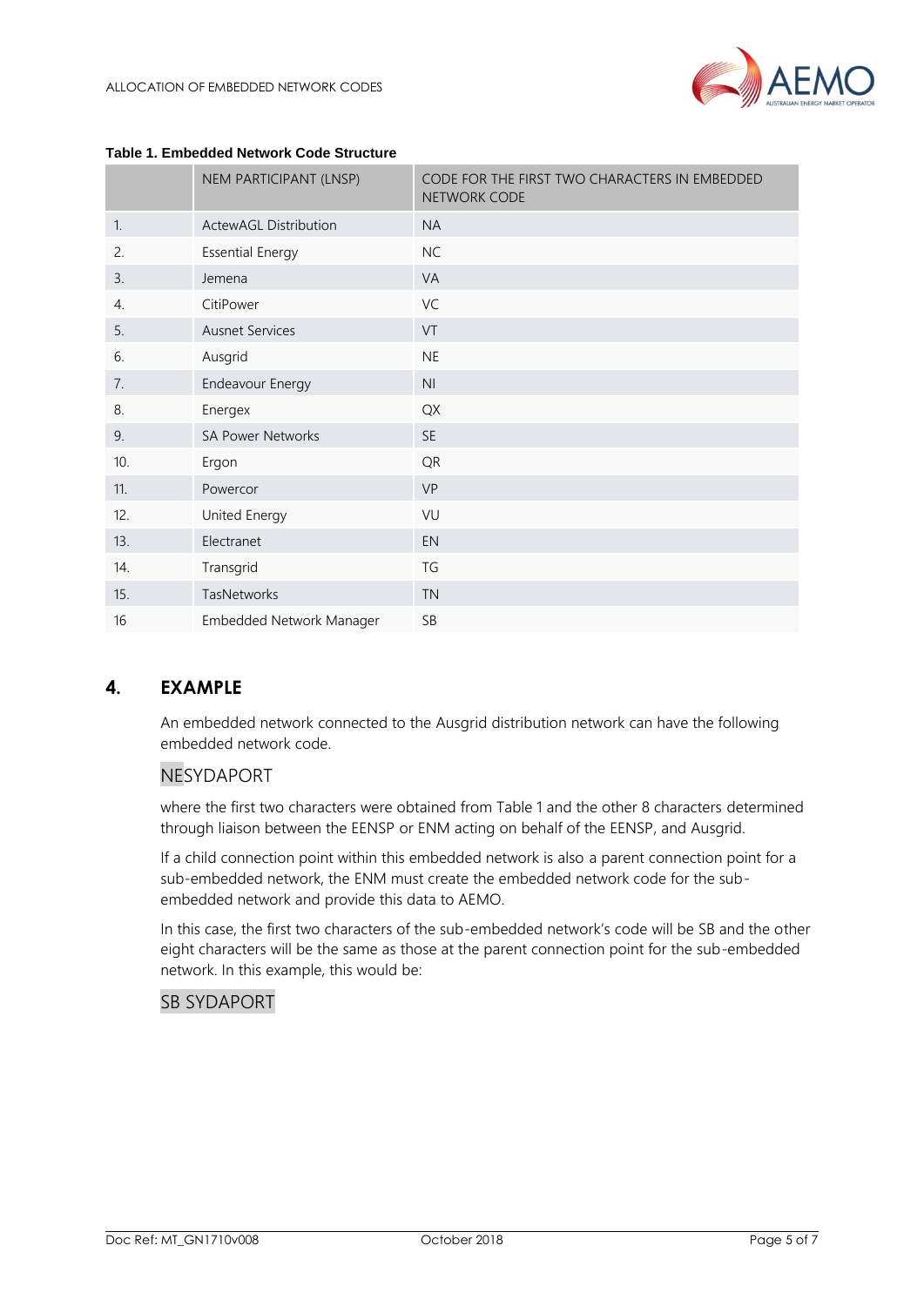**Table 1. Embedded Network Code Structure**

| | NEM PARTICIPANT (LNSP) | CODE FOR THE FIRST TWO CHARACTERS IN EMBEDDED NETWORK CODE |
|---|---|---|
| 1. | ActewAGL Distribution | NA |
| 2. | Essential Energy | NC |
| 3. | Jemena | VA |
| 4. | CitiPower | VC |
| 5. | Ausnet Services | VT |
| 6. | Ausgrid | NE |
| 7. | Endeavour Energy | NI |
| 8. | Energex | QX |
| 9. | SA Power Networks | SE |
| 10. | Ergon | QR |
| 11. | Powercor | VP |
| 12. | United Energy | VU |
| 13. | Electranet | EN |
| 14. | Transgrid | TG |
| 15. | TasNetworks | TN |
| 16 | Embedded Network Manager | SB |

## 4. EXAMPLE

An embedded network connected to the Ausgrid distribution network can have the following embedded network code.

NESYDAPORT

where the first two characters were obtained from Table 1 and the other 8 characters determined through liaison between the EENSP or ENM acting on behalf of the EENSP, and Ausgrid.

If a child connection point within this embedded network is also a parent connection point for a sub-embedded network, the ENM must create the embedded network code for the sub-embedded network and provide this data to AEMO.

In this case, the first two characters of the sub-embedded network's code will be SB and the other eight characters will be the same as those at the parent connection point for the sub-embedded network. In this example, this would be:

SB SYDAPORT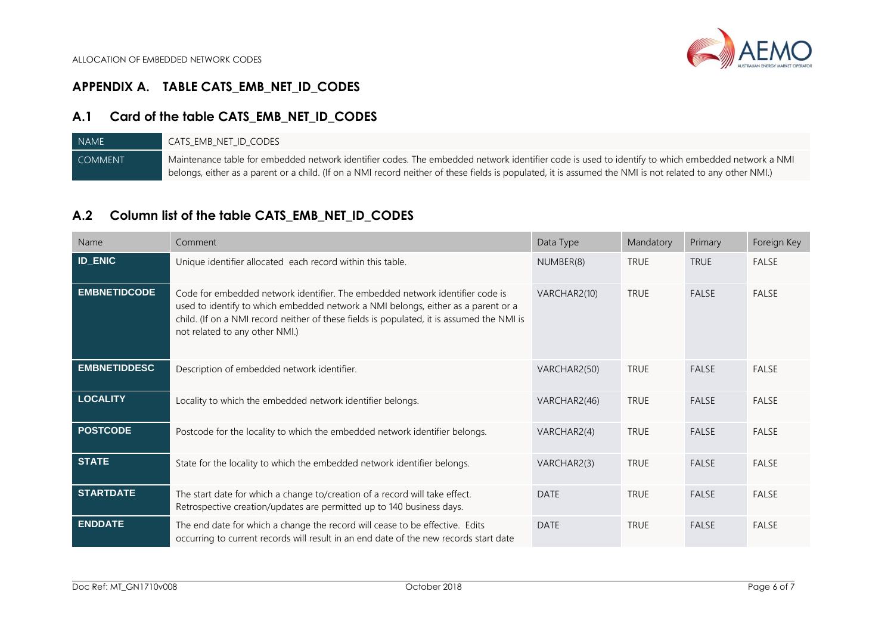# APPENDIX A. TABLE CATS_EMB_NET_ID_CODES

## A.1 Card of the table CATS_EMB_NET_ID_CODES

| NAME | CATS_EMB_NET_ID_CODES |
|---|---|
| COMMENT | Maintenance table for embedded network identifier codes. The embedded network identifier code is used to identify to which embedded network a NMI belongs, either as a parent or a child. (If on a NMI record neither of these fields is populated, it is assumed the NMI is not related to any other NMI.) |

## A.2 Column list of the table CATS_EMB_NET_ID_CODES

| Name | Comment | Data Type | Mandatory | Primary | Foreign Key |
|---|---|---|---|---|---|
| **ID_ENIC** | Unique identifier allocated each record within this table. | NUMBER(8) | TRUE | TRUE | FALSE |
| **EMBNETIDCODE** | Code for embedded network identifier. The embedded network identifier code is used to identify to which embedded network a NMI belongs, either as a parent or a child. (If on a NMI record neither of these fields is populated, it is assumed the NMI is not related to any other NMI.) | VARCHAR2(10) | TRUE | FALSE | FALSE |
| **EMBNETIDDESC** | Description of embedded network identifier. | VARCHAR2(50) | TRUE | FALSE | FALSE |
| **LOCALITY** | Locality to which the embedded network identifier belongs. | VARCHAR2(46) | TRUE | FALSE | FALSE |
| **POSTCODE** | Postcode for the locality to which the embedded network identifier belongs. | VARCHAR2(4) | TRUE | FALSE | FALSE |
| **STATE** | State for the locality to which the embedded network identifier belongs. | VARCHAR2(3) | TRUE | FALSE | FALSE |
| **STARTDATE** | The start date for which a change to/creation of a record will take effect. Retrospective creation/updates are permitted up to 140 business days. | DATE | TRUE | FALSE | FALSE |
| **ENDDATE** | The end date for which a change the record will cease to be effective. Edits occurring to current records will result in an end date of the new records start date | DATE | TRUE | FALSE | FALSE |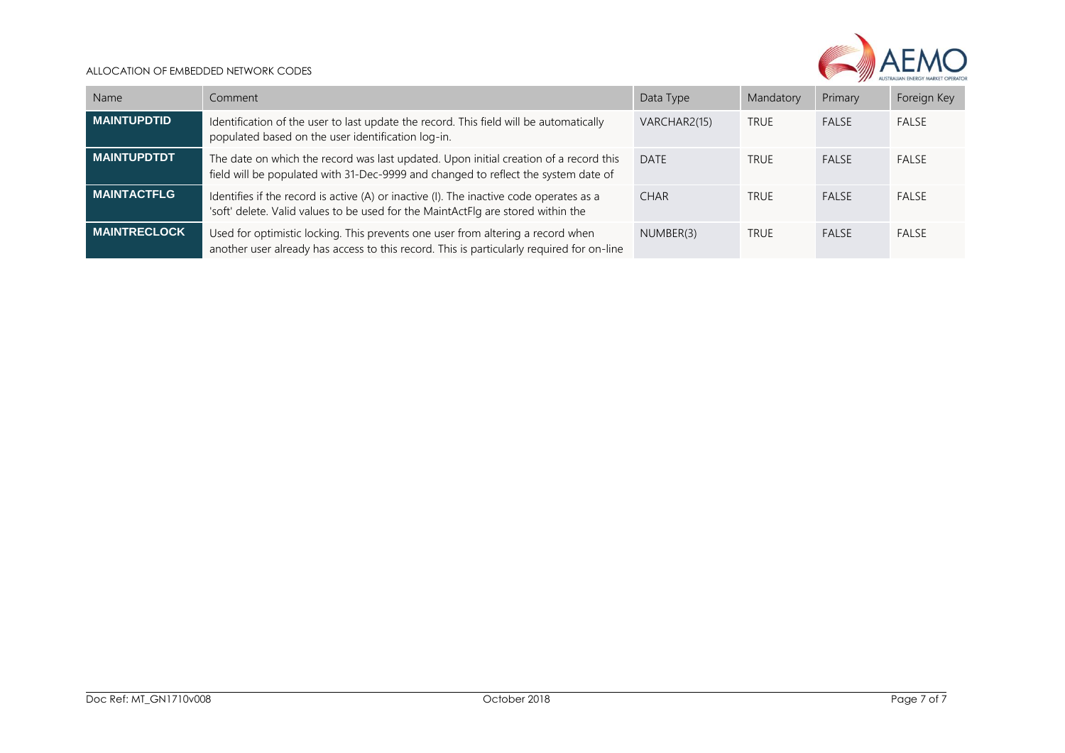| Name | Comment | Data Type | Mandatory | Primary | Foreign Key |
|---|---|---|---|---|---|
| **MAINTUPDTID** | Identification of the user to last update the record. This field will be automatically populated based on the user identification log-in. | VARCHAR2(15) | TRUE | FALSE | FALSE |
| **MAINTUPDTDT** | The date on which the record was last updated. Upon initial creation of a record this field will be populated with 31-Dec-9999 and changed to reflect the system date of | DATE | TRUE | FALSE | FALSE |
| **MAINTACTFLG** | Identifies if the record is active (A) or inactive (I). The inactive code operates as a 'soft' delete. Valid values to be used for the MaintActFlg are stored within the | CHAR | TRUE | FALSE | FALSE |
| **MAINTRECLOCK** | Used for optimistic locking. This prevents one user from altering a record when another user already has access to this record. This is particularly required for on-line | NUMBER(3) | TRUE | FALSE | FALSE |